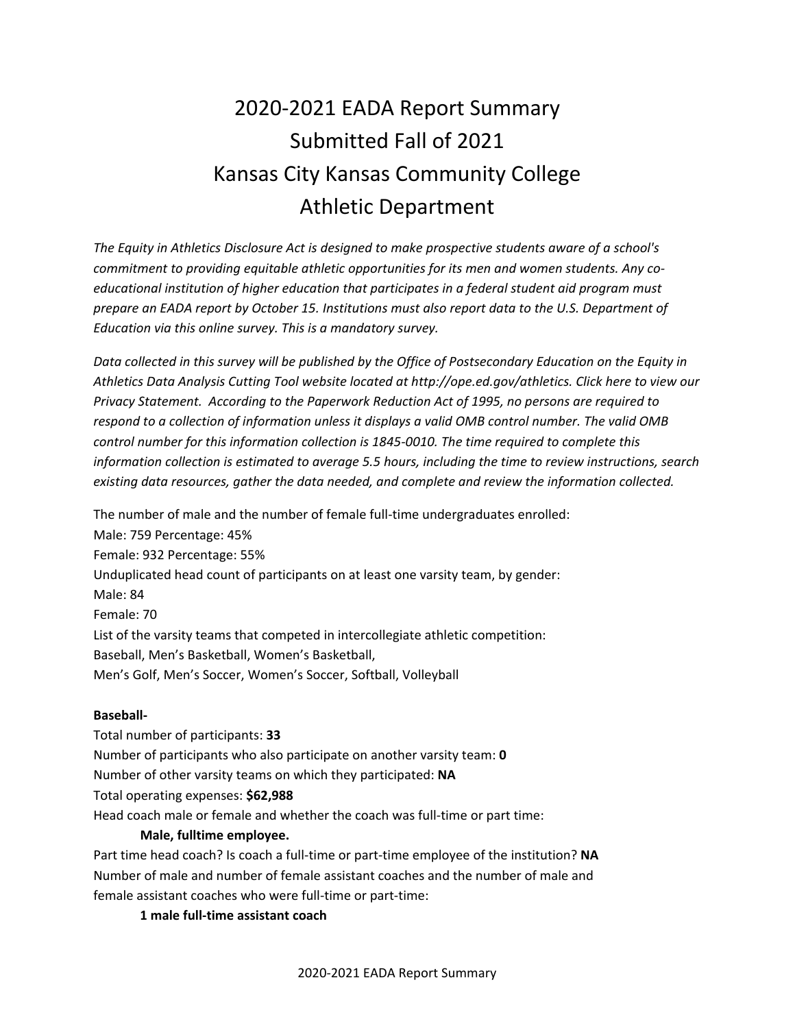# 2020-2021 EADA Report Summary
# Submitted Fall of 2021
# Kansas City Kansas Community College
# Athletic Department

*The Equity in Athletics Disclosure Act is designed to make prospective students aware of a school's commitment to providing equitable athletic opportunities for its men and women students. Any co-educational institution of higher education that participates in a federal student aid program must prepare an EADA report by October 15. Institutions must also report data to the U.S. Department of Education via this online survey. This is a mandatory survey.*

*Data collected in this survey will be published by the Office of Postsecondary Education on the Equity in Athletics Data Analysis Cutting Tool website located at http://ope.ed.gov/athletics. Click here to view our Privacy Statement. According to the Paperwork Reduction Act of 1995, no persons are required to respond to a collection of information unless it displays a valid OMB control number. The valid OMB control number for this information collection is 1845-0010. The time required to complete this information collection is estimated to average 5.5 hours, including the time to review instructions, search existing data resources, gather the data needed, and complete and review the information collected.*

The number of male and the number of female full-time undergraduates enrolled:
Male: 759 Percentage: 45%
Female: 932 Percentage: 55%
Unduplicated head count of participants on at least one varsity team, by gender:
Male: 84
Female: 70
List of the varsity teams that competed in intercollegiate athletic competition:
Baseball, Men's Basketball, Women's Basketball,
Men's Golf, Men's Soccer, Women's Soccer, Softball, Volleyball

**Baseball-**
Total number of participants: **33**
Number of participants who also participate on another varsity team: **0**
Number of other varsity teams on which they participated: **NA**
Total operating expenses: **$62,988**
Head coach male or female and whether the coach was full-time or part time:

**Male, fulltime employee.**

Part time head coach? Is coach a full-time or part-time employee of the institution? **NA**
Number of male and number of female assistant coaches and the number of male and female assistant coaches who were full-time or part-time:

**1 male full-time assistant coach**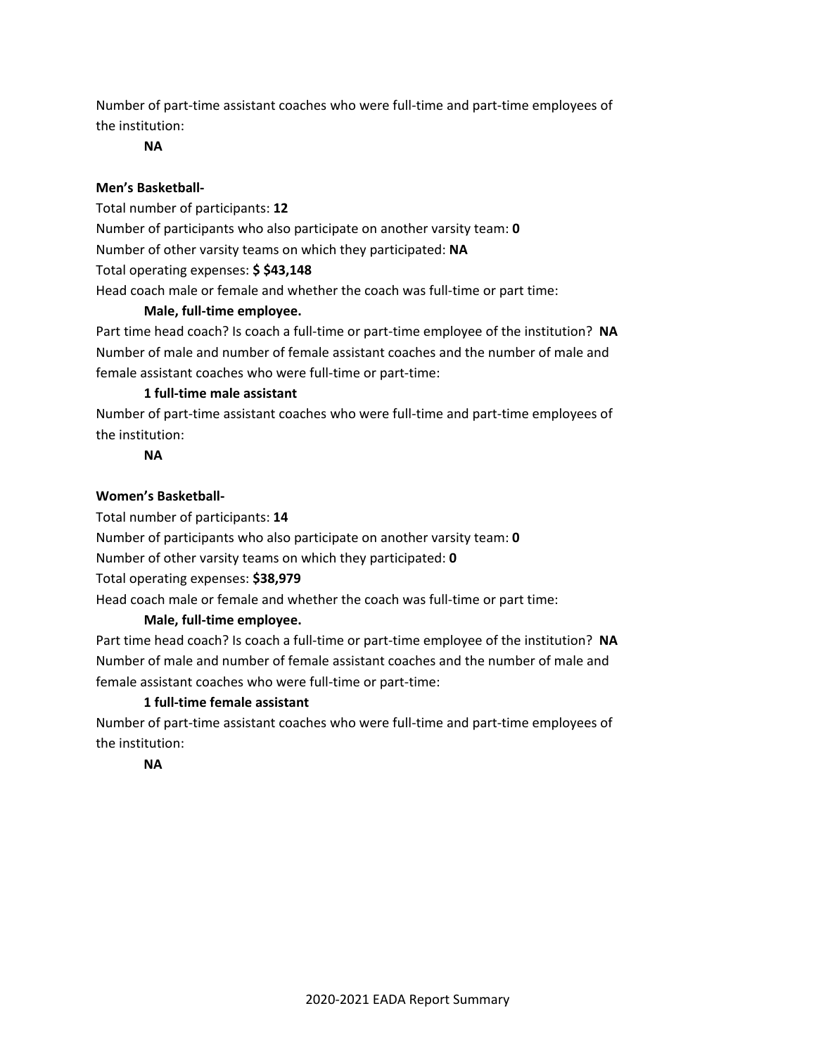Number of part-time assistant coaches who were full-time and part-time employees of the institution:

**NA**

**Men's Basketball-**

Total number of participants: **12**

Number of participants who also participate on another varsity team: **0**

Number of other varsity teams on which they participated: **NA**

Total operating expenses: **$ $43,148**

Head coach male or female and whether the coach was full-time or part time:

**Male, full-time employee.**

Part time head coach? Is coach a full-time or part-time employee of the institution? **NA**

Number of male and number of female assistant coaches and the number of male and female assistant coaches who were full-time or part-time:

**1 full-time male assistant**

Number of part-time assistant coaches who were full-time and part-time employees of the institution:

**NA**

**Women's Basketball-**

Total number of participants: **14**

Number of participants who also participate on another varsity team: **0**

Number of other varsity teams on which they participated: **0**

Total operating expenses: **$38,979**

Head coach male or female and whether the coach was full-time or part time:

**Male, full-time employee.**

Part time head coach? Is coach a full-time or part-time employee of the institution? **NA**

Number of male and number of female assistant coaches and the number of male and female assistant coaches who were full-time or part-time:

**1 full-time female assistant**

Number of part-time assistant coaches who were full-time and part-time employees of the institution:

**NA**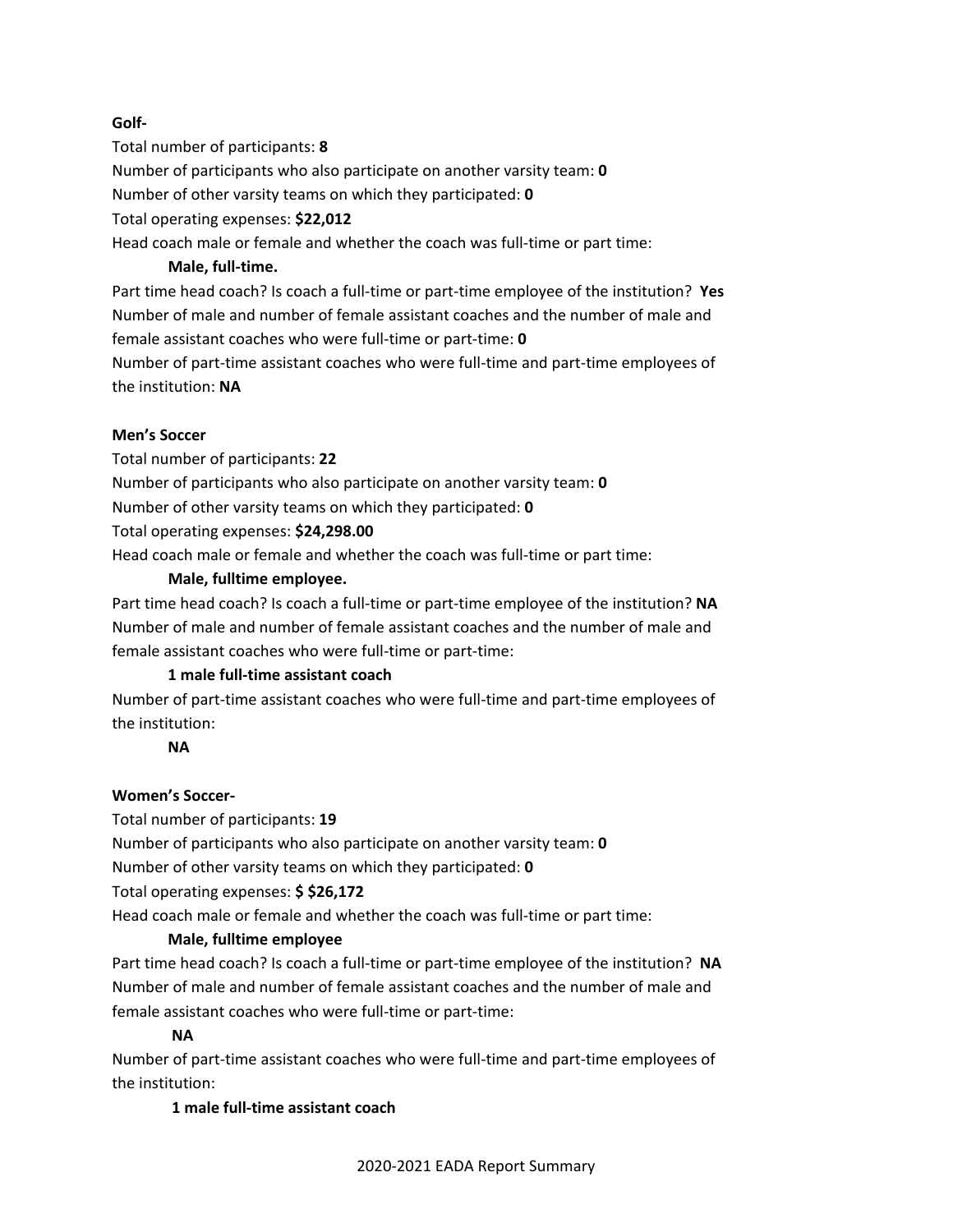**Golf-**

Total number of participants: **8**

Number of participants who also participate on another varsity team: **0**

Number of other varsity teams on which they participated: **0**

Total operating expenses: **$22,012**

Head coach male or female and whether the coach was full-time or part time:

**Male, full-time.**

Part time head coach? Is coach a full-time or part-time employee of the institution? **Yes**

Number of male and number of female assistant coaches and the number of male and female assistant coaches who were full-time or part-time: **0**

Number of part-time assistant coaches who were full-time and part-time employees of the institution: **NA**

**Men's Soccer**

Total number of participants: **22**

Number of participants who also participate on another varsity team: **0**

Number of other varsity teams on which they participated: **0**

Total operating expenses: **$24,298.00**

Head coach male or female and whether the coach was full-time or part time:

**Male, fulltime employee.**

Part time head coach? Is coach a full-time or part-time employee of the institution? **NA**

Number of male and number of female assistant coaches and the number of male and female assistant coaches who were full-time or part-time:

**1 male full-time assistant coach**

Number of part-time assistant coaches who were full-time and part-time employees of the institution:

**NA**

**Women's Soccer-**

Total number of participants: **19**

Number of participants who also participate on another varsity team: **0**

Number of other varsity teams on which they participated: **0**

Total operating expenses: **$ $26,172**

Head coach male or female and whether the coach was full-time or part time:

**Male, fulltime employee**

Part time head coach? Is coach a full-time or part-time employee of the institution? **NA**

Number of male and number of female assistant coaches and the number of male and female assistant coaches who were full-time or part-time:

**NA**

Number of part-time assistant coaches who were full-time and part-time employees of the institution:

**1 male full-time assistant coach**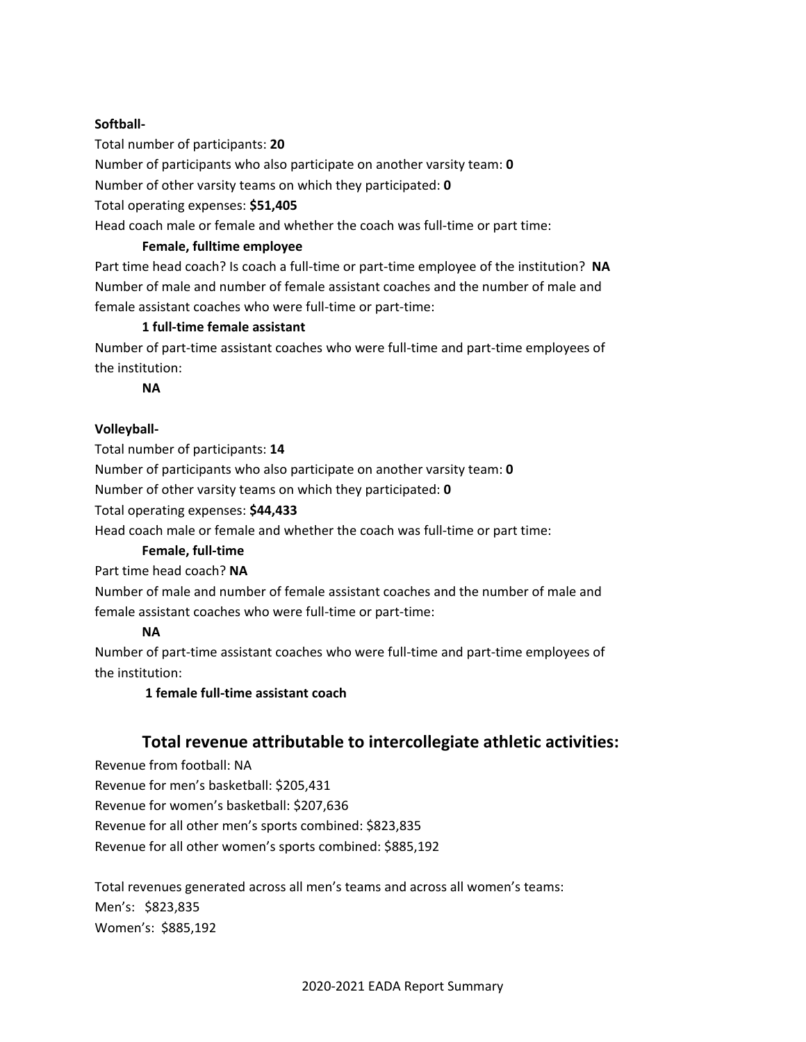**Softball-**

Total number of participants: **20**

Number of participants who also participate on another varsity team: **0**

Number of other varsity teams on which they participated: **0**

Total operating expenses: **$51,405**

Head coach male or female and whether the coach was full-time or part time:

**Female, fulltime employee**

Part time head coach? Is coach a full-time or part-time employee of the institution? **NA**

Number of male and number of female assistant coaches and the number of male and female assistant coaches who were full-time or part-time:

**1 full-time female assistant**

Number of part-time assistant coaches who were full-time and part-time employees of the institution:

**NA**

**Volleyball-**

Total number of participants: **14**

Number of participants who also participate on another varsity team: **0**

Number of other varsity teams on which they participated: **0**

Total operating expenses: **$44,433**

Head coach male or female and whether the coach was full-time or part time:

**Female, full-time**

Part time head coach? **NA**

Number of male and number of female assistant coaches and the number of male and female assistant coaches who were full-time or part-time:

**NA**

Number of part-time assistant coaches who were full-time and part-time employees of the institution:

**1 female full-time assistant coach**

## Total revenue attributable to intercollegiate athletic activities:

Revenue from football: NA

Revenue for men's basketball: $205,431

Revenue for women's basketball: $207,636

Revenue for all other men's sports combined: $823,835

Revenue for all other women's sports combined: $885,192

Total revenues generated across all men's teams and across all women's teams:

Men's: $823,835

Women's: $885,192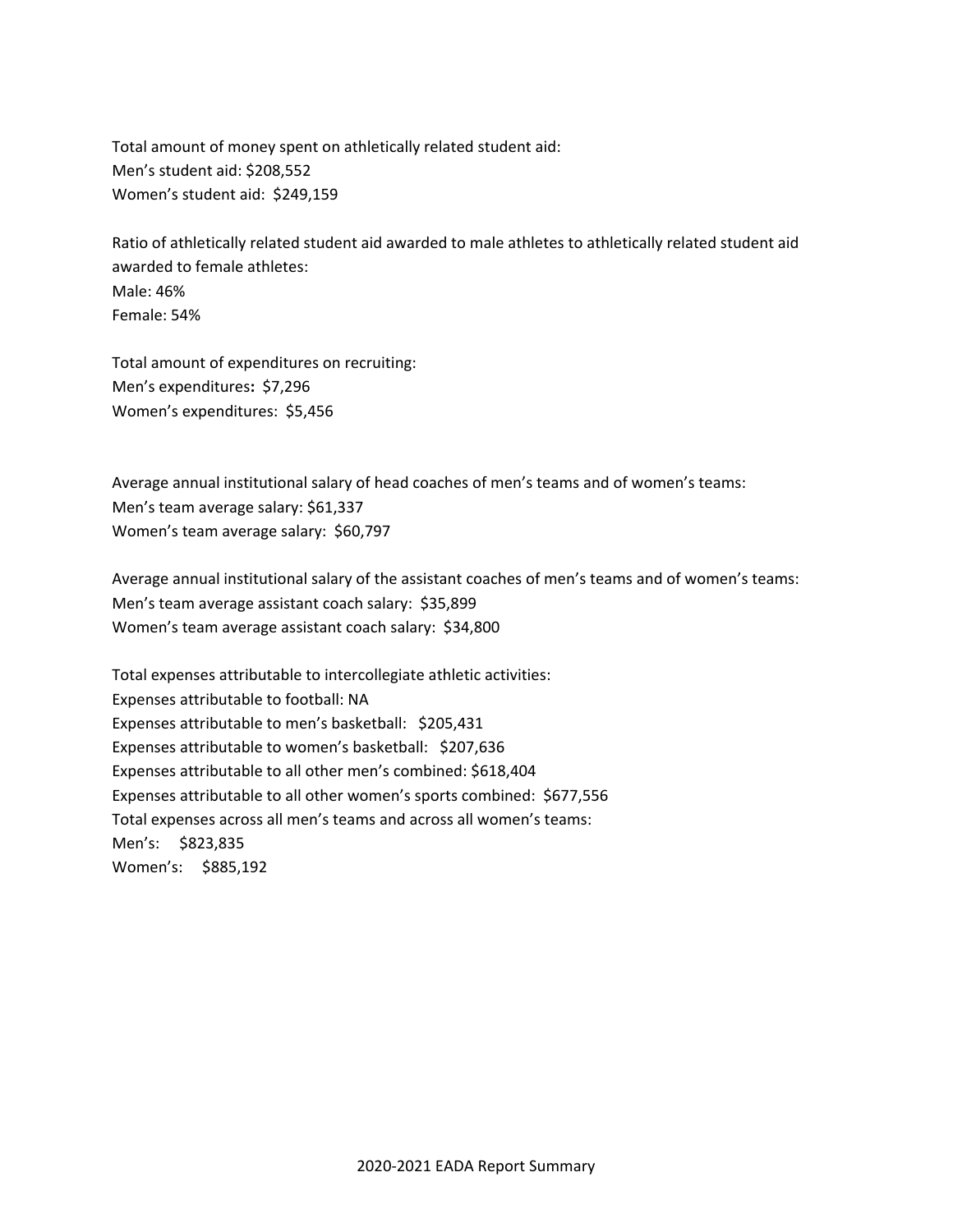Total amount of money spent on athletically related student aid:
Men's student aid: $208,552
Women's student aid: $249,159

Ratio of athletically related student aid awarded to male athletes to athletically related student aid awarded to female athletes:
Male: 46%
Female: 54%

Total amount of expenditures on recruiting:
Men's expenditures**:** $7,296
Women's expenditures: $5,456

Average annual institutional salary of head coaches of men's teams and of women's teams:
Men's team average salary: $61,337
Women's team average salary: $60,797

Average annual institutional salary of the assistant coaches of men's teams and of women's teams:
Men's team average assistant coach salary: $35,899
Women's team average assistant coach salary: $34,800

Total expenses attributable to intercollegiate athletic activities:
Expenses attributable to football: NA
Expenses attributable to men's basketball: $205,431
Expenses attributable to women's basketball: $207,636
Expenses attributable to all other men's combined: $618,404
Expenses attributable to all other women's sports combined: $677,556
Total expenses across all men's teams and across all women's teams:
Men's: $823,835
Women's: $885,192

2020-2021 EADA Report Summary